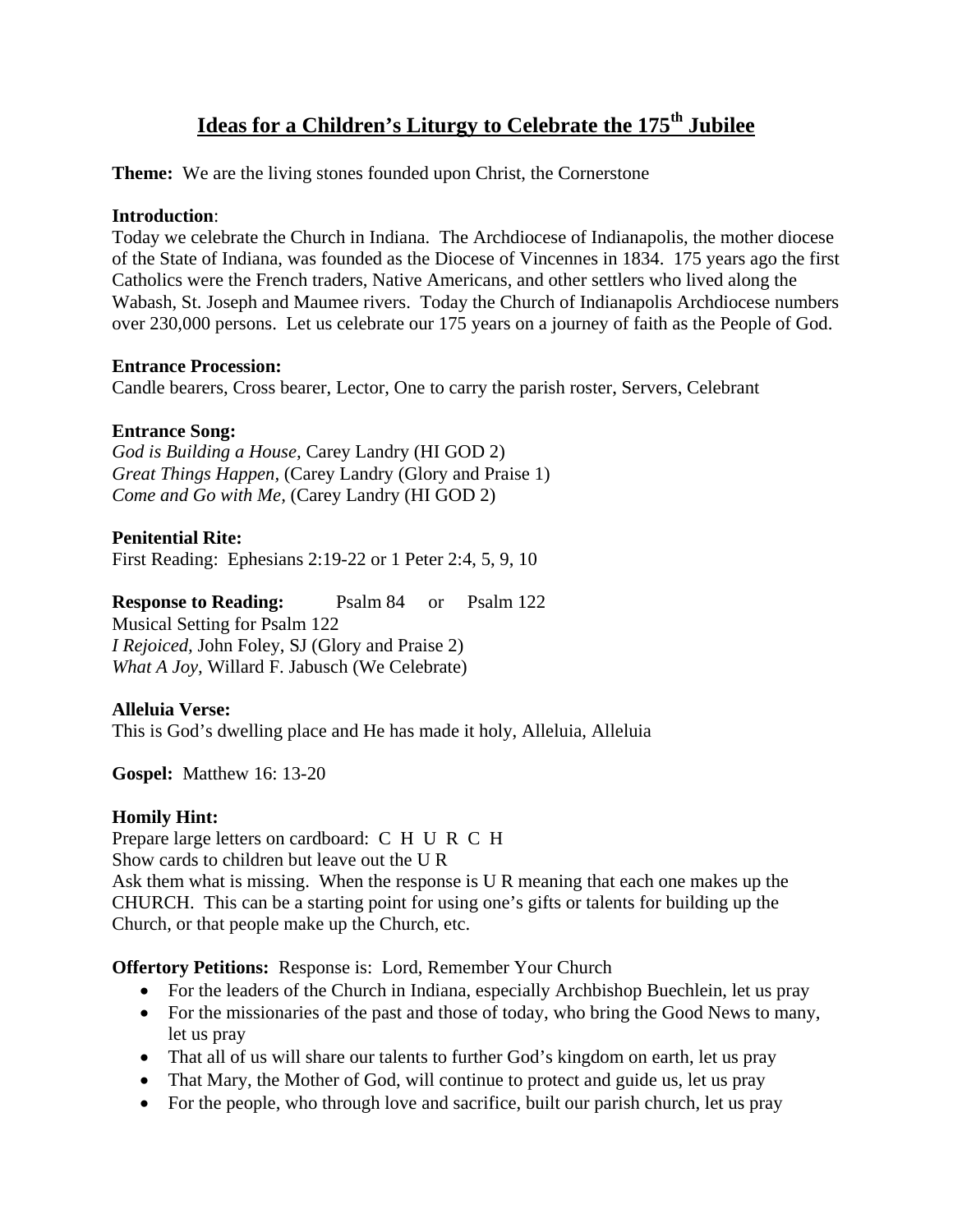# Ideas for a Children's Liturgy to Celebrate the 175th Jubilee

**Theme:** We are the living stones founded upon Christ, the Cornerstone

**Introduction**:
Today we celebrate the Church in Indiana. The Archdiocese of Indianapolis, the mother diocese of the State of Indiana, was founded as the Diocese of Vincennes in 1834. 175 years ago the first Catholics were the French traders, Native Americans, and other settlers who lived along the Wabash, St. Joseph and Maumee rivers. Today the Church of Indianapolis Archdiocese numbers over 230,000 persons. Let us celebrate our 175 years on a journey of faith as the People of God.

**Entrance Procession:**
Candle bearers, Cross bearer, Lector, One to carry the parish roster, Servers, Celebrant

**Entrance Song:**
*God is Building a House,* Carey Landry (HI GOD 2)
*Great Things Happen,* (Carey Landry (Glory and Praise 1)
*Come and Go with Me,* (Carey Landry (HI GOD 2)

**Penitential Rite:**
First Reading: Ephesians 2:19-22 or 1 Peter 2:4, 5, 9, 10

**Response to Reading:** Psalm 84 or Psalm 122
Musical Setting for Psalm 122
*I Rejoiced,* John Foley, SJ (Glory and Praise 2)
*What A Joy,* Willard F. Jabusch (We Celebrate)

**Alleluia Verse:**
This is God's dwelling place and He has made it holy, Alleluia, Alleluia

**Gospel:** Matthew 16: 13-20

**Homily Hint:**
Prepare large letters on cardboard: C H U R C H
Show cards to children but leave out the U R
Ask them what is missing. When the response is U R meaning that each one makes up the CHURCH. This can be a starting point for using one's gifts or talents for building up the Church, or that people make up the Church, etc.

**Offertory Petitions:** Response is: Lord, Remember Your Church

- For the leaders of the Church in Indiana, especially Archbishop Buechlein, let us pray
- For the missionaries of the past and those of today, who bring the Good News to many, let us pray
- That all of us will share our talents to further God's kingdom on earth, let us pray
- That Mary, the Mother of God, will continue to protect and guide us, let us pray
- For the people, who through love and sacrifice, built our parish church, let us pray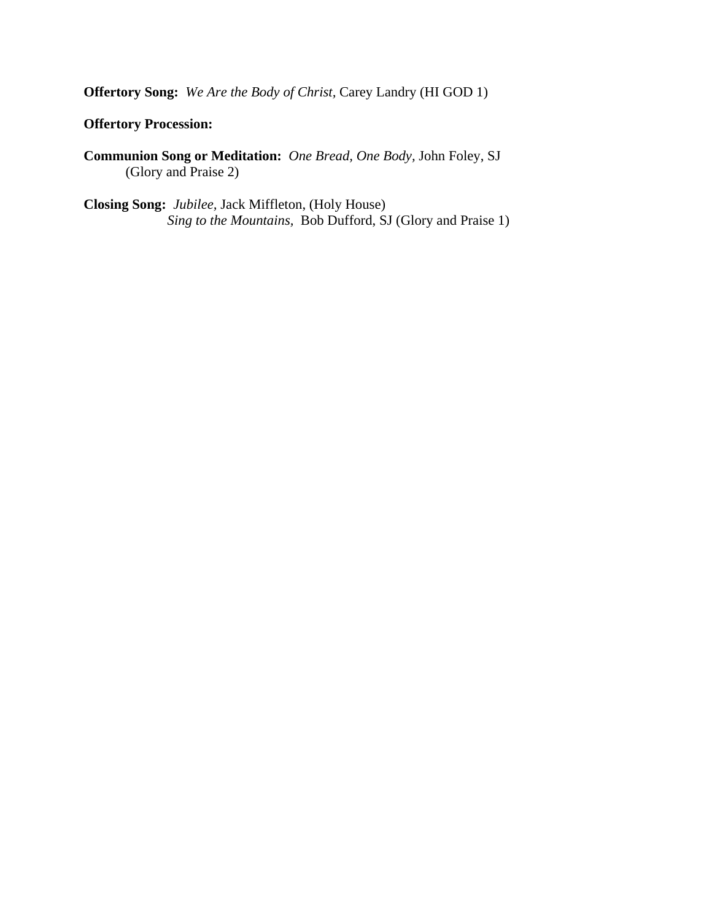**Offertory Song:** *We Are the Body of Christ*, Carey Landry (HI GOD 1)

**Offertory Procession:**

**Communion Song or Meditation:** *One Bread, One Body*, John Foley, SJ (Glory and Praise 2)

**Closing Song:** *Jubilee,* Jack Miffleton, (Holy House)
*Sing to the Mountains*, Bob Dufford, SJ (Glory and Praise 1)